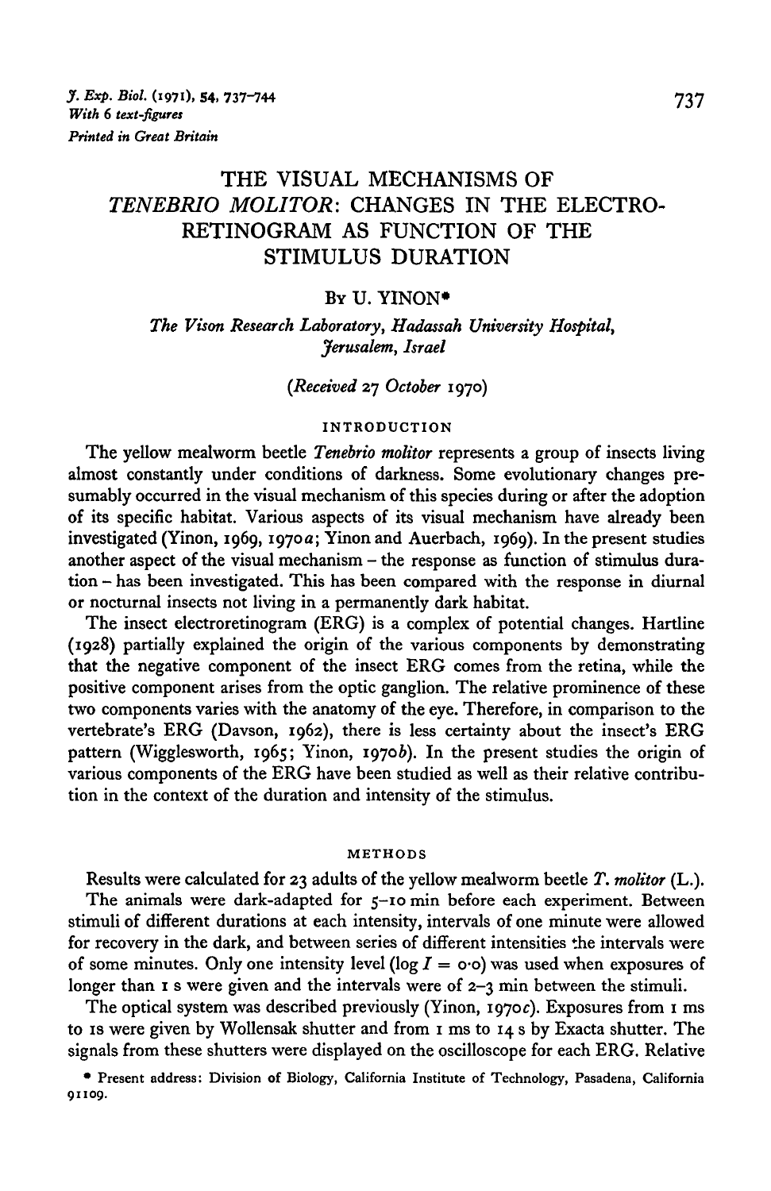# THE VISUAL MECHANISMS OF *TENEBRIO MOLITOR*: CHANGES IN THE ELECTRO-RETINOGRAM AS FUNCTION OF THE STIMULUS DURATION

By U. YINON*

*The Vison Research Laboratory, Hadassah University Hospital, Jerusalem, Israel*

(*Received* 27 *October* 1970)

## INTRODUCTION

The yellow mealworm beetle *Tenebrio molitor* represents a group of insects living almost constantly under conditions of darkness. Some evolutionary changes presumably occurred in the visual mechanism of this species during or after the adoption of its specific habitat. Various aspects of its visual mechanism have already been investigated (Yinon, 1969, 1970*a*; Yinon and Auerbach, 1969). In the present studies another aspect of the visual mechanism – the response as function of stimulus duration – has been investigated. This has been compared with the response in diurnal or nocturnal insects not living in a permanently dark habitat.

The insect electroretinogram (ERG) is a complex of potential changes. Hartline (1928) partially explained the origin of the various components by demonstrating that the negative component of the insect ERG comes from the retina, while the positive component arises from the optic ganglion. The relative prominence of these two components varies with the anatomy of the eye. Therefore, in comparison to the vertebrate's ERG (Davson, 1962), there is less certainty about the insect's ERG pattern (Wigglesworth, 1965; Yinon, 1970*b*). In the present studies the origin of various components of the ERG have been studied as well as their relative contribution in the context of the duration and intensity of the stimulus.

## METHODS

Results were calculated for 23 adults of the yellow mealworm beetle *T. molitor* (L.).

The animals were dark-adapted for 5–10 min before each experiment. Between stimuli of different durations at each intensity, intervals of one minute were allowed for recovery in the dark, and between series of different intensities the intervals were of some minutes. Only one intensity level ($\log I = 0{\cdot}0$) was used when exposures of longer than 1 s were given and the intervals were of 2–3 min between the stimuli.

The optical system was described previously (Yinon, 1970*c*). Exposures from 1 ms to 1s were given by Wollensak shutter and from 1 ms to 14 s by Exacta shutter. The signals from these shutters were displayed on the oscilloscope for each ERG. Relative

* Present address: Division of Biology, California Institute of Technology, Pasadena, California 91109.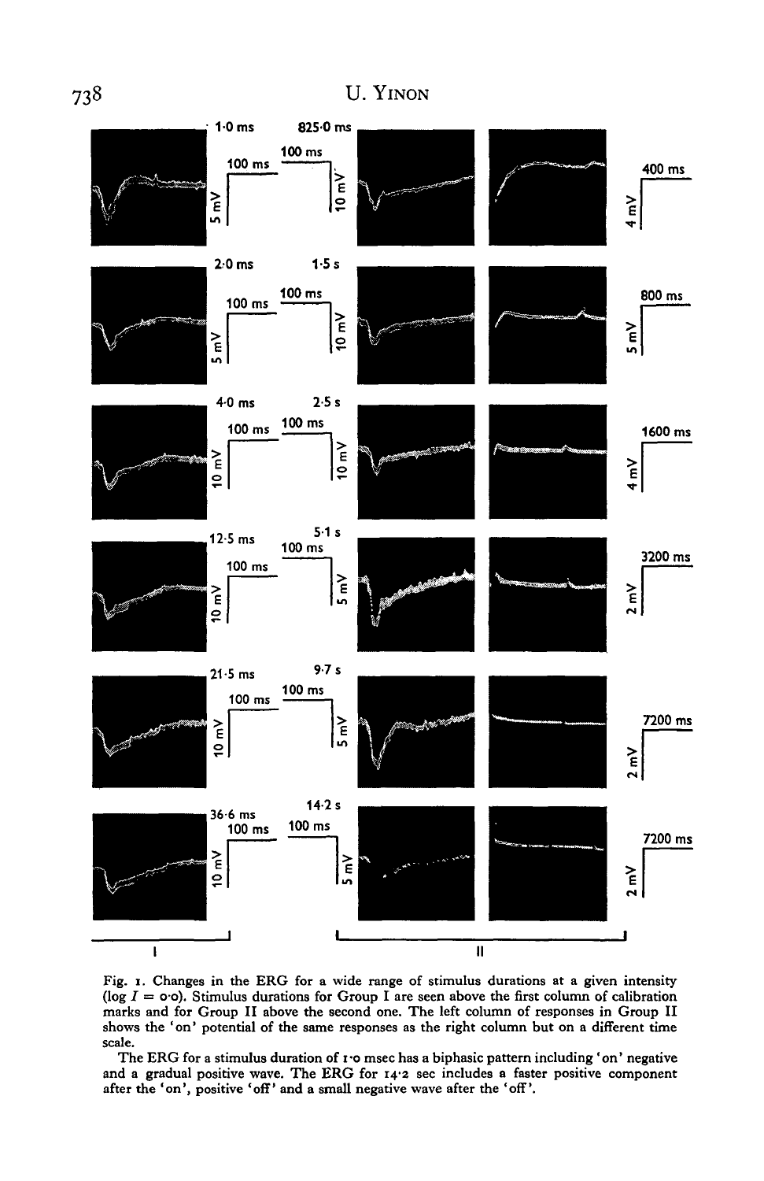Fig. 1. Changes in the ERG for a wide range of stimulus durations at a given intensity ($\log I = 0{\cdot}0$). Stimulus durations for Group I are seen above the first column of calibration marks and for Group II above the second one. The left column of responses in Group II shows the 'on' potential of the same responses as the right column but on a different time scale.

The ERG for a stimulus duration of 1·0 msec has a biphasic pattern including 'on' negative and a gradual positive wave. The ERG for 14·2 sec includes a faster positive component after the 'on', positive 'off' and a small negative wave after the 'off'.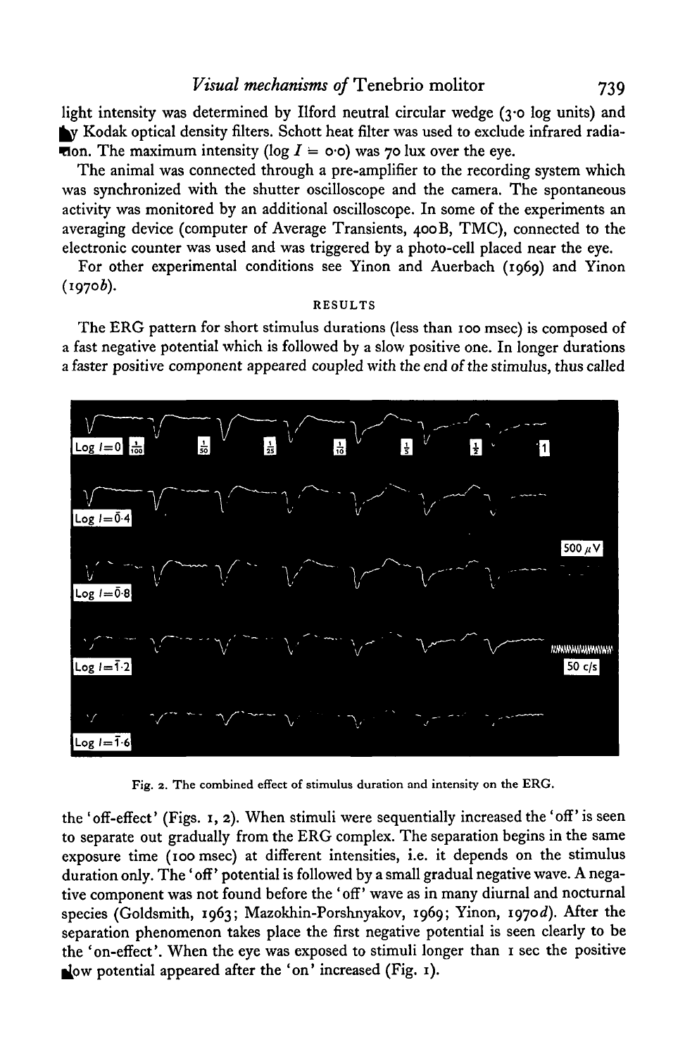light intensity was determined by Ilford neutral circular wedge (3·0 log units) and by Kodak optical density filters. Schott heat filter was used to exclude infrared radiation. The maximum intensity ($\log I = 0{\cdot}0$) was 70 lux over the eye.

The animal was connected through a pre-amplifier to the recording system which was synchronized with the shutter oscilloscope and the camera. The spontaneous activity was monitored by an additional oscilloscope. In some of the experiments an averaging device (computer of Average Transients, 400B, TMC), connected to the electronic counter was used and was triggered by a photo-cell placed near the eye.

For other experimental conditions see Yinon and Auerbach (1969) and Yinon (1970*b*).

## RESULTS

The ERG pattern for short stimulus durations (less than 100 msec) is composed of a fast negative potential which is followed by a slow positive one. In longer durations a faster positive component appeared coupled with the end of the stimulus, thus called the 'off-effect' (Figs. 1, 2). When stimuli were sequentially increased the 'off' is seen to separate out gradually from the ERG complex. The separation begins in the same exposure time (100 msec) at different intensities, i.e. it depends on the stimulus duration only. The 'off' potential is followed by a small gradual negative wave. A negative component was not found before the 'off' wave as in many diurnal and nocturnal species (Goldsmith, 1963; Mazokhin-Porshnyakov, 1969; Yinon, 1970*d*). After the separation phenomenon takes place the first negative potential is seen clearly to be the 'on-effect'. When the eye was exposed to stimuli longer than 1 sec the positive slow potential appeared after the 'on' increased (Fig. 1).

Fig. 2. The combined effect of stimulus duration and intensity on the ERG.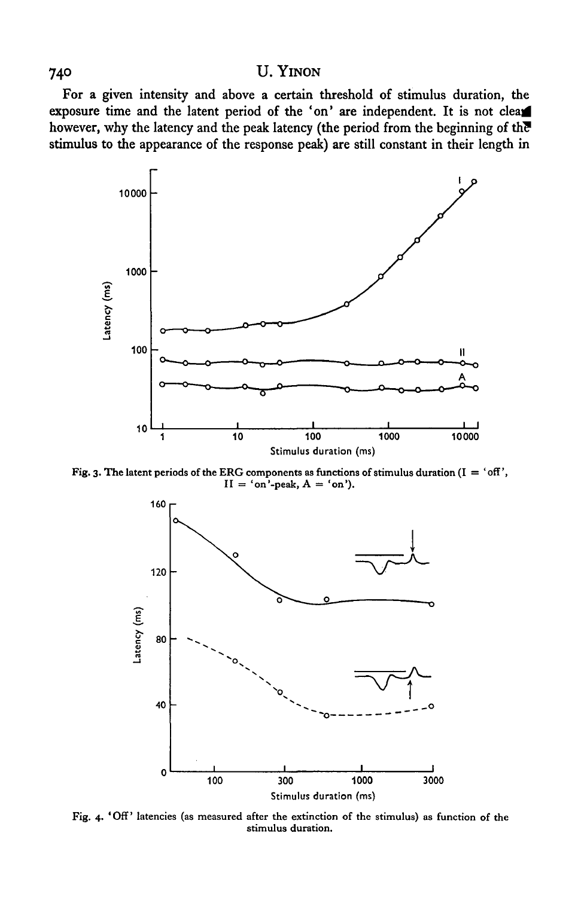For a given intensity and above a certain threshold of stimulus duration, the exposure time and the latent period of the 'on' are independent. It is not clear however, why the latency and the peak latency (the period from the beginning of the stimulus to the appearance of the response peak) are still constant in their length in

Fig. 3. The latent periods of the ERG components as functions of stimulus duration (I = 'off', II = 'on'-peak, A = 'on').

Fig. 4. 'Off' latencies (as measured after the extinction of the stimulus) as function of the stimulus duration.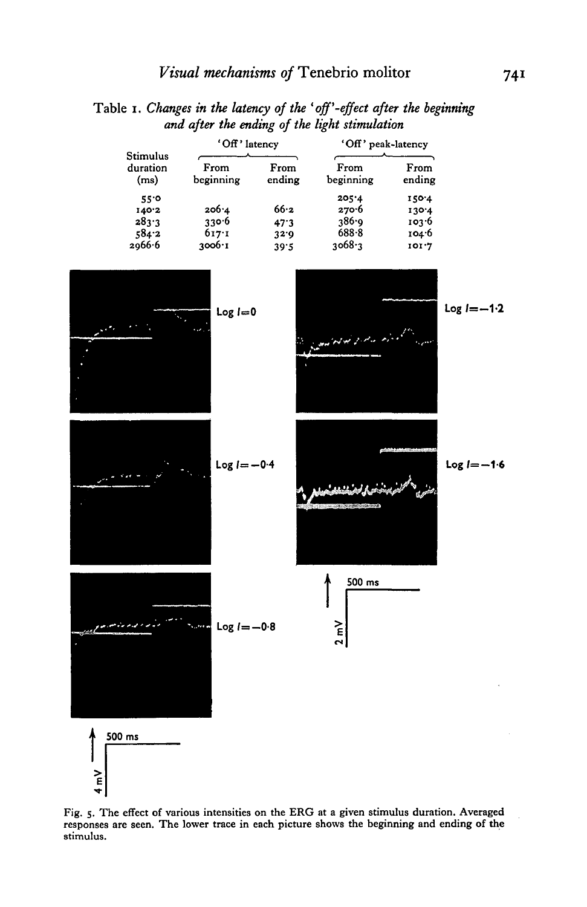Table 1. *Changes in the latency of the 'off'-effect after the beginning and after the ending of the light stimulation*

| Stimulus duration (ms) | 'Off' latency | | 'Off' peak-latency | |
|---|---|---|---|---|
| | From beginning | From ending | From beginning | From ending |
| 55·0 | | | 205·4 | 150·4 |
| 140·2 | 206·4 | 66·2 | 270·6 | 130·4 |
| 283·3 | 330·6 | 47·3 | 386·9 | 103·6 |
| 584·2 | 617·1 | 32·9 | 688·8 | 104·6 |
| 2966·6 | 3006·1 | 39·5 | 3068·3 | 101·7 |

Fig. 5. The effect of various intensities on the ERG at a given stimulus duration. Averaged responses are seen. The lower trace in each picture shows the beginning and ending of the stimulus.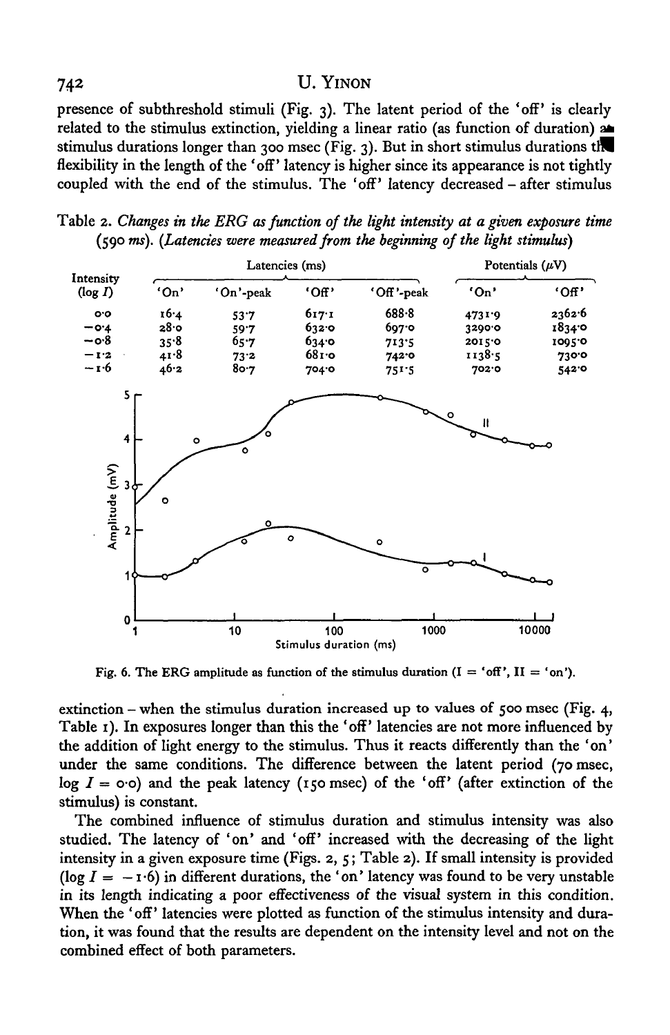presence of subthreshold stimuli (Fig. 3). The latent period of the 'off' is clearly related to the stimulus extinction, yielding a linear ratio (as function of duration) at stimulus durations longer than 300 msec (Fig. 3). But in short stimulus durations the flexibility in the length of the 'off' latency is higher since its appearance is not tightly coupled with the end of the stimulus. The 'off' latency decreased – after stimulus

Table 2. *Changes in the ERG as function of the light intensity at a given exposure time (590 ms). (Latencies were measured from the beginning of the light stimulus)*

| Intensity (log $I$) | Latencies (ms) | | | | Potentials ($\mu$V) | |
|---|---|---|---|---|---|---|
| | 'On' | 'On'-peak | 'Off' | 'Off'-peak | 'On' | 'Off' |
| 0·0 | 16·4 | 53·7 | 617·1 | 688·8 | 4731·9 | 2362·6 |
| −0·4 | 28·0 | 59·7 | 632·0 | 697·0 | 3290·0 | 1834·0 |
| −0·8 | 35·8 | 65·7 | 634·0 | 713·5 | 2015·0 | 1095·0 |
| −1·2 | 41·8 | 73·2 | 681·0 | 742·0 | 1138·5 | 730·0 |
| −1·6 | 46·2 | 80·7 | 704·0 | 751·5 | 702·0 | 542·0 |

Fig. 6. The ERG amplitude as function of the stimulus duration (I = 'off', II = 'on').

extinction – when the stimulus duration increased up to values of 500 msec (Fig. 4, Table 1). In exposures longer than this the 'off' latencies are not more influenced by the addition of light energy to the stimulus. Thus it reacts differently than the 'on' under the same conditions. The difference between the latent period (70 msec, log $I$ = 0·0) and the peak latency (150 msec) of the 'off' (after extinction of the stimulus) is constant.

The combined influence of stimulus duration and stimulus intensity was also studied. The latency of 'on' and 'off' increased with the decreasing of the light intensity in a given exposure time (Figs. 2, 5; Table 2). If small intensity is provided (log $I$ = −1·6) in different durations, the 'on' latency was found to be very unstable in its length indicating a poor effectiveness of the visual system in this condition. When the 'off' latencies were plotted as function of the stimulus intensity and duration, it was found that the results are dependent on the intensity level and not on the combined effect of both parameters.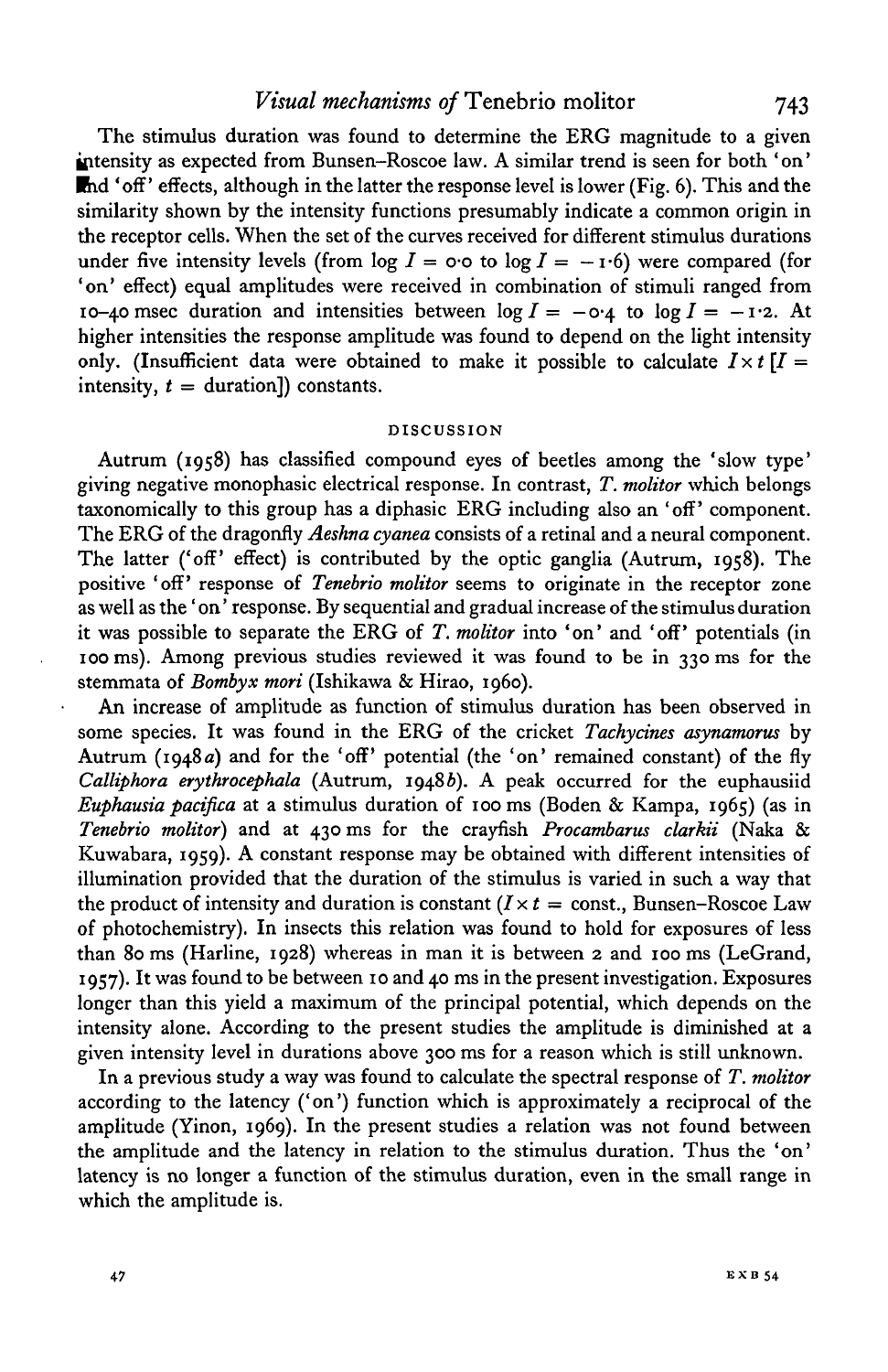The stimulus duration was found to determine the ERG magnitude to a given intensity as expected from Bunsen–Roscoe law. A similar trend is seen for both 'on' and 'off' effects, although in the latter the response level is lower (Fig. 6). This and the similarity shown by the intensity functions presumably indicate a common origin in the receptor cells. When the set of the curves received for different stimulus durations under five intensity levels (from $\log I = 0.0$ to $\log I = -1.6$) were compared (for 'on' effect) equal amplitudes were received in combination of stimuli ranged from 10–40 msec duration and intensities between $\log I = -0.4$ to $\log I = -1.2$. At higher intensities the response amplitude was found to depend on the light intensity only. (Insufficient data were obtained to make it possible to calculate $I \times t$ [$I$ = intensity, $t$ = duration]) constants.

## DISCUSSION

Autrum (1958) has classified compound eyes of beetles among the 'slow type' giving negative monophasic electrical response. In contrast, *T. molitor* which belongs taxonomically to this group has a diphasic ERG including also an 'off' component. The ERG of the dragonfly *Aeshna cyanea* consists of a retinal and a neural component. The latter ('off' effect) is contributed by the optic ganglia (Autrum, 1958). The positive 'off' response of *Tenebrio molitor* seems to originate in the receptor zone as well as the 'on' response. By sequential and gradual increase of the stimulus duration it was possible to separate the ERG of *T. molitor* into 'on' and 'off' potentials (in 100 ms). Among previous studies reviewed it was found to be in 330 ms for the stemmata of *Bombyx mori* (Ishikawa & Hirao, 1960).

An increase of amplitude as function of stimulus duration has been observed in some species. It was found in the ERG of the cricket *Tachycines asynamorus* by Autrum (1948*a*) and for the 'off' potential (the 'on' remained constant) of the fly *Calliphora erythrocephala* (Autrum, 1948*b*). A peak occurred for the euphausiid *Euphausia pacifica* at a stimulus duration of 100 ms (Boden & Kampa, 1965) (as in *Tenebrio molitor*) and at 430 ms for the crayfish *Procambarus clarkii* (Naka & Kuwabara, 1959). A constant response may be obtained with different intensities of illumination provided that the duration of the stimulus is varied in such a way that the product of intensity and duration is constant ($I \times t$ = const., Bunsen–Roscoe Law of photochemistry). In insects this relation was found to hold for exposures of less than 80 ms (Harline, 1928) whereas in man it is between 2 and 100 ms (LeGrand, 1957). It was found to be between 10 and 40 ms in the present investigation. Exposures longer than this yield a maximum of the principal potential, which depends on the intensity alone. According to the present studies the amplitude is diminished at a given intensity level in durations above 300 ms for a reason which is still unknown.

In a previous study a way was found to calculate the spectral response of *T. molitor* according to the latency ('on') function which is approximately a reciprocal of the amplitude (Yinon, 1969). In the present studies a relation was not found between the amplitude and the latency in relation to the stimulus duration. Thus the 'on' latency is no longer a function of the stimulus duration, even in the small range in which the amplitude is.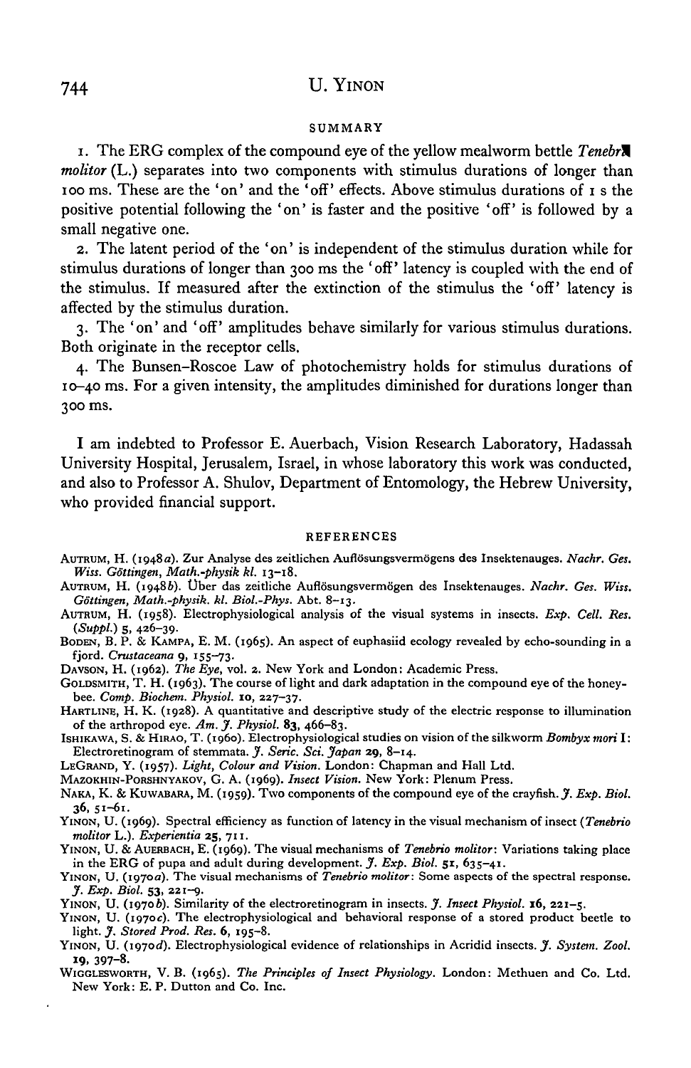## SUMMARY

1. The ERG complex of the compound eye of the yellow mealworm bettle *Tenebrio molitor* (L.) separates into two components with stimulus durations of longer than 100 ms. These are the 'on' and the 'off' effects. Above stimulus durations of 1 s the positive potential following the 'on' is faster and the positive 'off' is followed by a small negative one.

2. The latent period of the 'on' is independent of the stimulus duration while for stimulus durations of longer than 300 ms the 'off' latency is coupled with the end of the stimulus. If measured after the extinction of the stimulus the 'off' latency is affected by the stimulus duration.

3. The 'on' and 'off' amplitudes behave similarly for various stimulus durations. Both originate in the receptor cells.

4. The Bunsen–Roscoe Law of photochemistry holds for stimulus durations of 10–40 ms. For a given intensity, the amplitudes diminished for durations longer than 300 ms.

I am indebted to Professor E. Auerbach, Vision Research Laboratory, Hadassah University Hospital, Jerusalem, Israel, in whose laboratory this work was conducted, and also to Professor A. Shulov, Department of Entomology, the Hebrew University, who provided financial support.

## REFERENCES

AUTRUM, H. (1948*a*). Zur Analyse des zeitlichen Auflösungsvermögens des Insektenauges. *Nachr. Ges. Wiss. Göttingen, Math.-physik kl.* 13–18.

AUTRUM, H. (1948*b*). Über das zeitliche Auflösungsvermögen des Insektenauges. *Nachr. Ges. Wiss. Göttingen, Math.-physik. kl. Biol.-Phys.* Abt. 8–13.

AUTRUM, H. (1958). Electrophysiological analysis of the visual systems in insects. *Exp. Cell. Res. (Suppl.)* **5**, 426–39.

BODEN, B. P. & KAMPA, E. M. (1965). An aspect of euphasiid ecology revealed by echo-sounding in a fjord. *Crustaceana* **9**, 155–73.

DAVSON, H. (1962). *The Eye*, vol. 2. New York and London: Academic Press.

GOLDSMITH, T. H. (1963). The course of light and dark adaptation in the compound eye of the honey-bee. *Comp. Biochem. Physiol.* **10**, 227–37.

HARTLINE, H. K. (1928). A quantitative and descriptive study of the electric response to illumination of the arthropod eye. *Am. J. Physiol.* **83**, 466–83.

ISHIKAWA, S. & HIRAO, T. (1960). Electrophysiological studies on vision of the silkworm *Bombyx mori* I: Electroretinogram of stemmata. *J. Seric. Sci. Japan* **29**, 8–14.

LEGRAND, Y. (1957). *Light, Colour and Vision*. London: Chapman and Hall Ltd.

MAZOKHIN-PORSHNYAKOV, G. A. (1969). *Insect Vision*. New York: Plenum Press.

NAKA, K. & KUWABARA, M. (1959). Two components of the compound eye of the crayfish. *J. Exp. Biol.* **36**, 51–61.

YINON, U. (1969). Spectral efficiency as function of latency in the visual mechanism of insect (*Tenebrio molitor* L.). *Experientia* **25**, 711.

YINON, U. & AUERBACH, E. (1969). The visual mechanisms of *Tenebrio molitor*: Variations taking place in the ERG of pupa and adult during development. *J. Exp. Biol.* **51**, 635–41.

YINON, U. (1970*a*). The visual mechanisms of *Tenebrio molitor*: Some aspects of the spectral response. *J. Exp. Biol.* **53**, 221–9.

YINON, U. (1970*b*). Similarity of the electroretinogram in insects. *J. Insect Physiol.* **16**, 221–5.

YINON, U. (1970*c*). The electrophysiological and behavioral response of a stored product beetle to light. *J. Stored Prod. Res.* **6**, 195–8.

YINON, U. (1970*d*). Electrophysiological evidence of relationships in Acridid insects. *J. System. Zool.* **19**, 397–8.

WIGGLESWORTH, V. B. (1965). *The Principles of Insect Physiology*. London: Methuen and Co. Ltd. New York: E. P. Dutton and Co. Inc.